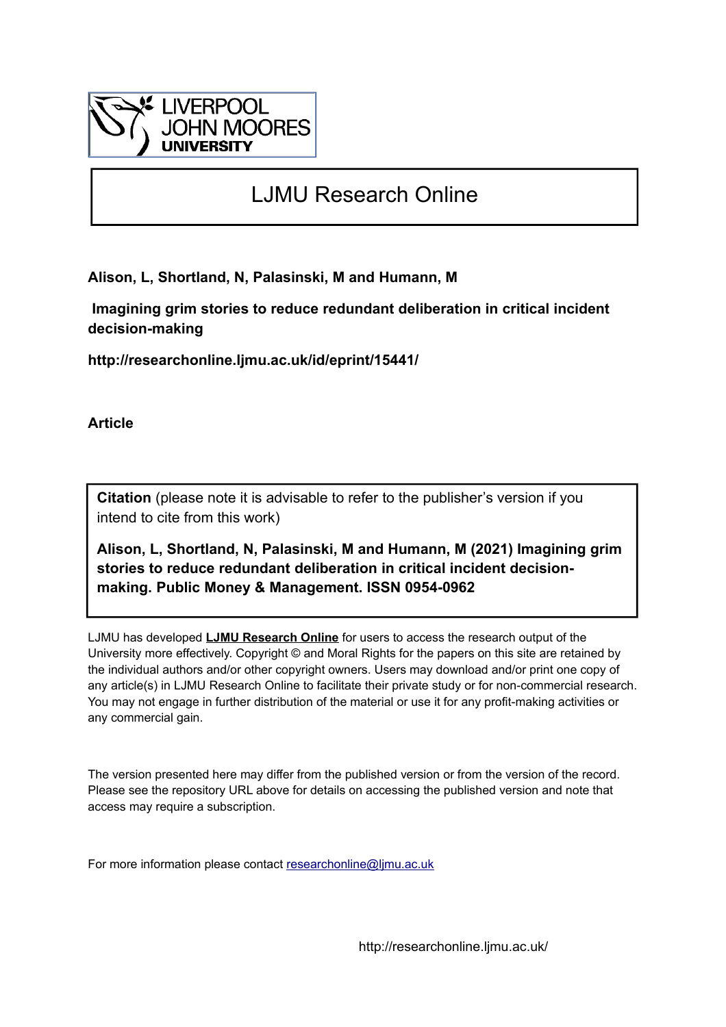LIVERPOOL JOHN MOORES UNIVERSITY

# LJMU Research Online

**Alison, L, Shortland, N, Palasinski, M and Humann, M**

**Imagining grim stories to reduce redundant deliberation in critical incident decision-making**

**http://researchonline.ljmu.ac.uk/id/eprint/15441/**

**Article**

**Citation** (please note it is advisable to refer to the publisher's version if you intend to cite from this work)

**Alison, L, Shortland, N, Palasinski, M and Humann, M (2021) Imagining grim stories to reduce redundant deliberation in critical incident decision-making. Public Money & Management. ISSN 0954-0962**

LJMU has developed **LJMU Research Online** for users to access the research output of the University more effectively. Copyright © and Moral Rights for the papers on this site are retained by the individual authors and/or other copyright owners. Users may download and/or print one copy of any article(s) in LJMU Research Online to facilitate their private study or for non-commercial research. You may not engage in further distribution of the material or use it for any profit-making activities or any commercial gain.

The version presented here may differ from the published version or from the version of the record. Please see the repository URL above for details on accessing the published version and note that access may require a subscription.

For more information please contact researchonline@ljmu.ac.uk

http://researchonline.ljmu.ac.uk/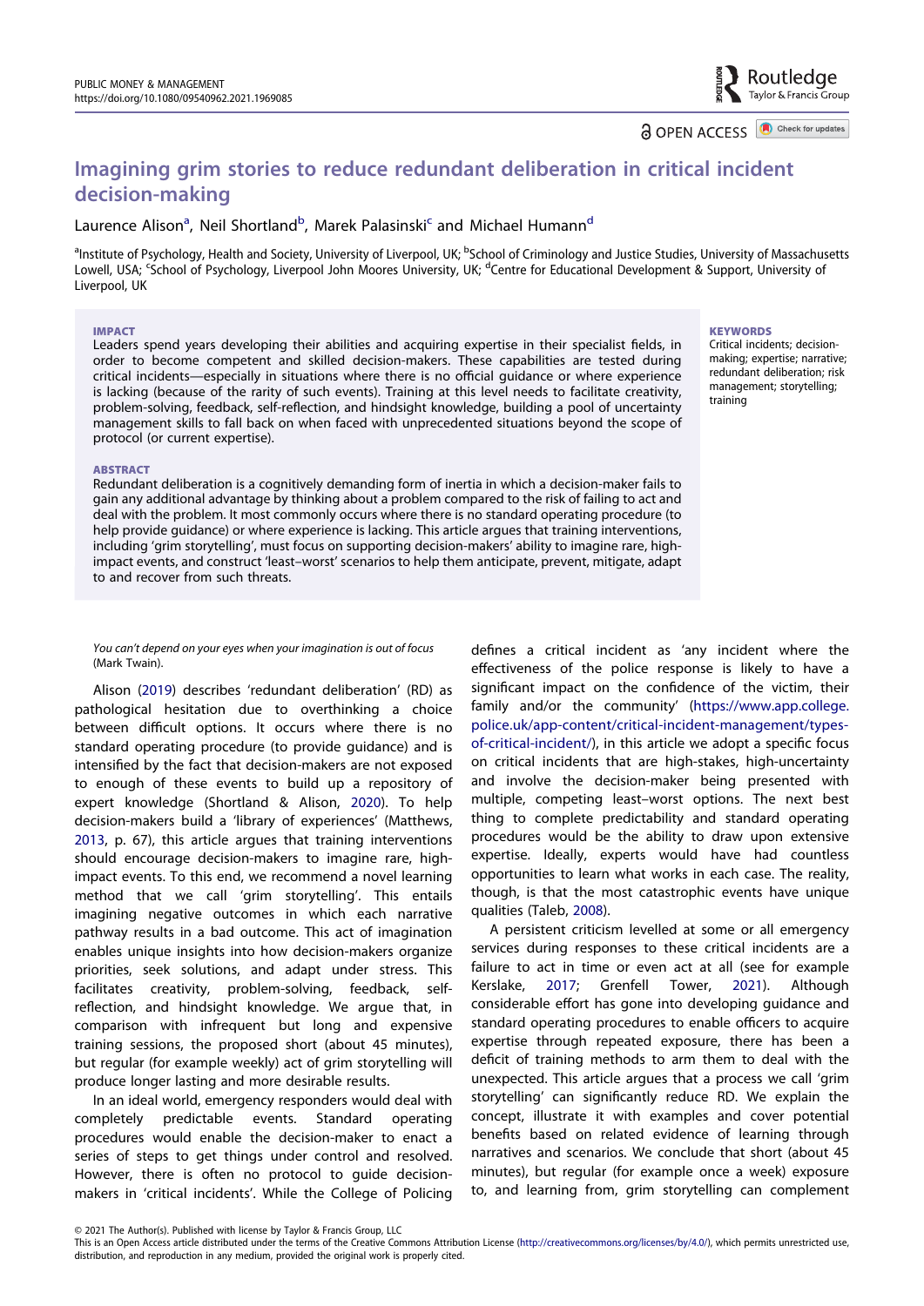# Imagining grim stories to reduce redundant deliberation in critical incident decision-making

Laurence Alison[a], Neil Shortland[b], Marek Palasinski[c] and Michael Humann[d]

[a]Institute of Psychology, Health and Society, University of Liverpool, UK; [b]School of Criminology and Justice Studies, University of Massachusetts Lowell, USA; [c]School of Psychology, Liverpool John Moores University, UK; [d]Centre for Educational Development & Support, University of Liverpool, UK

**IMPACT**

Leaders spend years developing their abilities and acquiring expertise in their specialist fields, in order to become competent and skilled decision-makers. These capabilities are tested during critical incidents—especially in situations where there is no official guidance or where experience is lacking (because of the rarity of such events). Training at this level needs to facilitate creativity, problem-solving, feedback, self-reflection, and hindsight knowledge, building a pool of uncertainty management skills to fall back on when faced with unprecedented situations beyond the scope of protocol (or current expertise).

**ABSTRACT**

Redundant deliberation is a cognitively demanding form of inertia in which a decision-maker fails to gain any additional advantage by thinking about a problem compared to the risk of failing to act and deal with the problem. It most commonly occurs where there is no standard operating procedure (to help provide guidance) or where experience is lacking. This article argues that training interventions, including 'grim storytelling', must focus on supporting decision-makers' ability to imagine rare, high-impact events, and construct 'least–worst' scenarios to help them anticipate, prevent, mitigate, adapt to and recover from such threats.

**KEYWORDS**

Critical incidents; decision-making; expertise; narrative; redundant deliberation; risk management; storytelling; training

*You can't depend on your eyes when your imagination is out of focus* (Mark Twain).

Alison (2019) describes 'redundant deliberation' (RD) as pathological hesitation due to overthinking a choice between difficult options. It occurs where there is no standard operating procedure (to provide guidance) and is intensified by the fact that decision-makers are not exposed to enough of these events to build up a repository of expert knowledge (Shortland & Alison, 2020). To help decision-makers build a 'library of experiences' (Matthews, 2013, p. 67), this article argues that training interventions should encourage decision-makers to imagine rare, high-impact events. To this end, we recommend a novel learning method that we call 'grim storytelling'. This entails imagining negative outcomes in which each narrative pathway results in a bad outcome. This act of imagination enables unique insights into how decision-makers organize priorities, seek solutions, and adapt under stress. This facilitates creativity, problem-solving, feedback, self-reflection, and hindsight knowledge. We argue that, in comparison with infrequent but long and expensive training sessions, the proposed short (about 45 minutes), but regular (for example weekly) act of grim storytelling will produce longer lasting and more desirable results.

In an ideal world, emergency responders would deal with completely predictable events. Standard operating procedures would enable the decision-maker to enact a series of steps to get things under control and resolved. However, there is often no protocol to guide decision-makers in 'critical incidents'. While the College of Policing defines a critical incident as 'any incident where the effectiveness of the police response is likely to have a significant impact on the confidence of the victim, their family and/or the community' (https://www.app.college.police.uk/app-content/critical-incident-management/types-of-critical-incident/), in this article we adopt a specific focus on critical incidents that are high-stakes, high-uncertainty and involve the decision-maker being presented with multiple, competing least–worst options. The next best thing to complete predictability and standard operating procedures would be the ability to draw upon extensive expertise. Ideally, experts would have had countless opportunities to learn what works in each case. The reality, though, is that the most catastrophic events have unique qualities (Taleb, 2008).

A persistent criticism levelled at some or all emergency services during responses to these critical incidents are a failure to act in time or even act at all (see for example Kerslake, 2017; Grenfell Tower, 2021). Although considerable effort has gone into developing guidance and standard operating procedures to enable officers to acquire expertise through repeated exposure, there has been a deficit of training methods to arm them to deal with the unexpected. This article argues that a process we call 'grim storytelling' can significantly reduce RD. We explain the concept, illustrate it with examples and cover potential benefits based on related evidence of learning through narratives and scenarios. We conclude that short (about 45 minutes), but regular (for example once a week) exposure to, and learning from, grim storytelling can complement

© 2021 The Author(s). Published with license by Taylor & Francis Group, LLC

This is an Open Access article distributed under the terms of the Creative Commons Attribution License (http://creativecommons.org/licenses/by/4.0/), which permits unrestricted use, distribution, and reproduction in any medium, provided the original work is properly cited.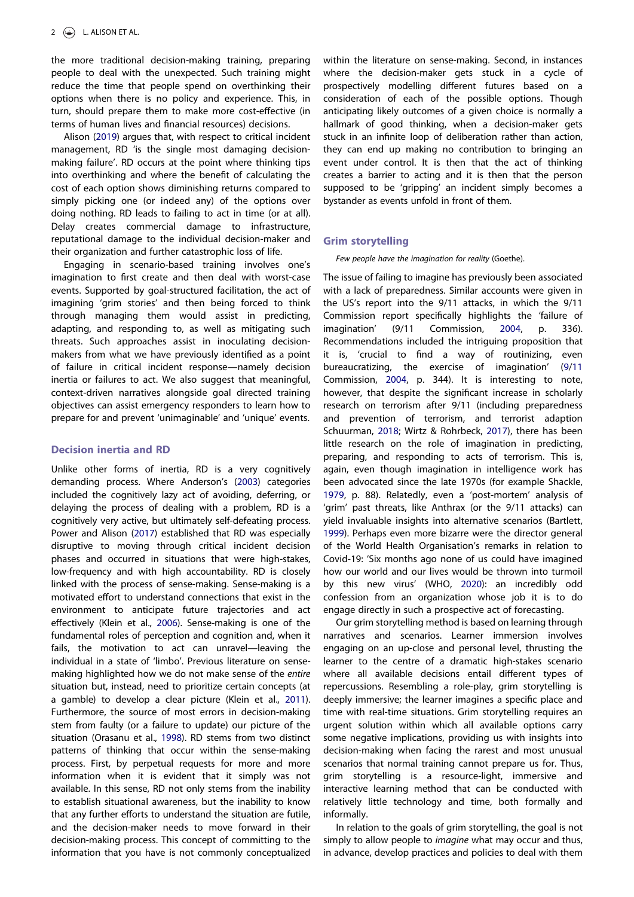the more traditional decision-making training, preparing people to deal with the unexpected. Such training might reduce the time that people spend on overthinking their options when there is no policy and experience. This, in turn, should prepare them to make more cost-effective (in terms of human lives and financial resources) decisions.

Alison (2019) argues that, with respect to critical incident management, RD 'is the single most damaging decision-making failure'. RD occurs at the point where thinking tips into overthinking and where the benefit of calculating the cost of each option shows diminishing returns compared to simply picking one (or indeed any) of the options over doing nothing. RD leads to failing to act in time (or at all). Delay creates commercial damage to infrastructure, reputational damage to the individual decision-maker and their organization and further catastrophic loss of life.

Engaging in scenario-based training involves one's imagination to first create and then deal with worst-case events. Supported by goal-structured facilitation, the act of imagining 'grim stories' and then being forced to think through managing them would assist in predicting, adapting, and responding to, as well as mitigating such threats. Such approaches assist in inoculating decision-makers from what we have previously identified as a point of failure in critical incident response—namely decision inertia or failures to act. We also suggest that meaningful, context-driven narratives alongside goal directed training objectives can assist emergency responders to learn how to prepare for and prevent 'unimaginable' and 'unique' events.

## Decision inertia and RD

Unlike other forms of inertia, RD is a very cognitively demanding process. Where Anderson's (2003) categories included the cognitively lazy act of avoiding, deferring, or delaying the process of dealing with a problem, RD is a cognitively very active, but ultimately self-defeating process. Power and Alison (2017) established that RD was especially disruptive to moving through critical incident decision phases and occurred in situations that were high-stakes, low-frequency and with high accountability. RD is closely linked with the process of sense-making. Sense-making is a motivated effort to understand connections that exist in the environment to anticipate future trajectories and act effectively (Klein et al., 2006). Sense-making is one of the fundamental roles of perception and cognition and, when it fails, the motivation to act can unravel—leaving the individual in a state of 'limbo'. Previous literature on sense-making highlighted how we do not make sense of the *entire* situation but, instead, need to prioritize certain concepts (at a gamble) to develop a clear picture (Klein et al., 2011). Furthermore, the source of most errors in decision-making stem from faulty (or a failure to update) our picture of the situation (Orasanu et al., 1998). RD stems from two distinct patterns of thinking that occur within the sense-making process. First, by perpetual requests for more and more information when it is evident that it simply was not available. In this sense, RD not only stems from the inability to establish situational awareness, but the inability to know that any further efforts to understand the situation are futile, and the decision-maker needs to move forward in their decision-making process. This concept of committing to the information that you have is not commonly conceptualized within the literature on sense-making. Second, in instances where the decision-maker gets stuck in a cycle of prospectively modelling different futures based on a consideration of each of the possible options. Though anticipating likely outcomes of a given choice is normally a hallmark of good thinking, when a decision-maker gets stuck in an infinite loop of deliberation rather than action, they can end up making no contribution to bringing an event under control. It is then that the act of thinking creates a barrier to acting and it is then that the person supposed to be 'gripping' an incident simply becomes a bystander as events unfold in front of them.

## Grim storytelling

*Few people have the imagination for reality* (Goethe).

The issue of failing to imagine has previously been associated with a lack of preparedness. Similar accounts were given in the US's report into the 9/11 attacks, in which the 9/11 Commission report specifically highlights the 'failure of imagination' (9/11 Commission, 2004, p. 336). Recommendations included the intriguing proposition that it is, 'crucial to find a way of routinizing, even bureaucratizing, the exercise of imagination' (9/11 Commission, 2004, p. 344). It is interesting to note, however, that despite the significant increase in scholarly research on terrorism after 9/11 (including preparedness and prevention of terrorism, and terrorist adaption Schuurman, 2018; Wirtz & Rohrbeck, 2017), there has been little research on the role of imagination in predicting, preparing, and responding to acts of terrorism. This is, again, even though imagination in intelligence work has been advocated since the late 1970s (for example Shackle, 1979, p. 88). Relatedly, even a 'post-mortem' analysis of 'grim' past threats, like Anthrax (or the 9/11 attacks) can yield invaluable insights into alternative scenarios (Bartlett, 1999). Perhaps even more bizarre were the director general of the World Health Organisation's remarks in relation to Covid-19: 'Six months ago none of us could have imagined how our world and our lives would be thrown into turmoil by this new virus' (WHO, 2020): an incredibly odd confession from an organization whose job it is to do engage directly in such a prospective act of forecasting.

Our grim storytelling method is based on learning through narratives and scenarios. Learner immersion involves engaging on an up-close and personal level, thrusting the learner to the centre of a dramatic high-stakes scenario where all available decisions entail different types of repercussions. Resembling a role-play, grim storytelling is deeply immersive; the learner imagines a specific place and time with real-time situations. Grim storytelling requires an urgent solution within which all available options carry some negative implications, providing us with insights into decision-making when facing the rarest and most unusual scenarios that normal training cannot prepare us for. Thus, grim storytelling is a resource-light, immersive and interactive learning method that can be conducted with relatively little technology and time, both formally and informally.

In relation to the goals of grim storytelling, the goal is not simply to allow people to *imagine* what may occur and thus, in advance, develop practices and policies to deal with them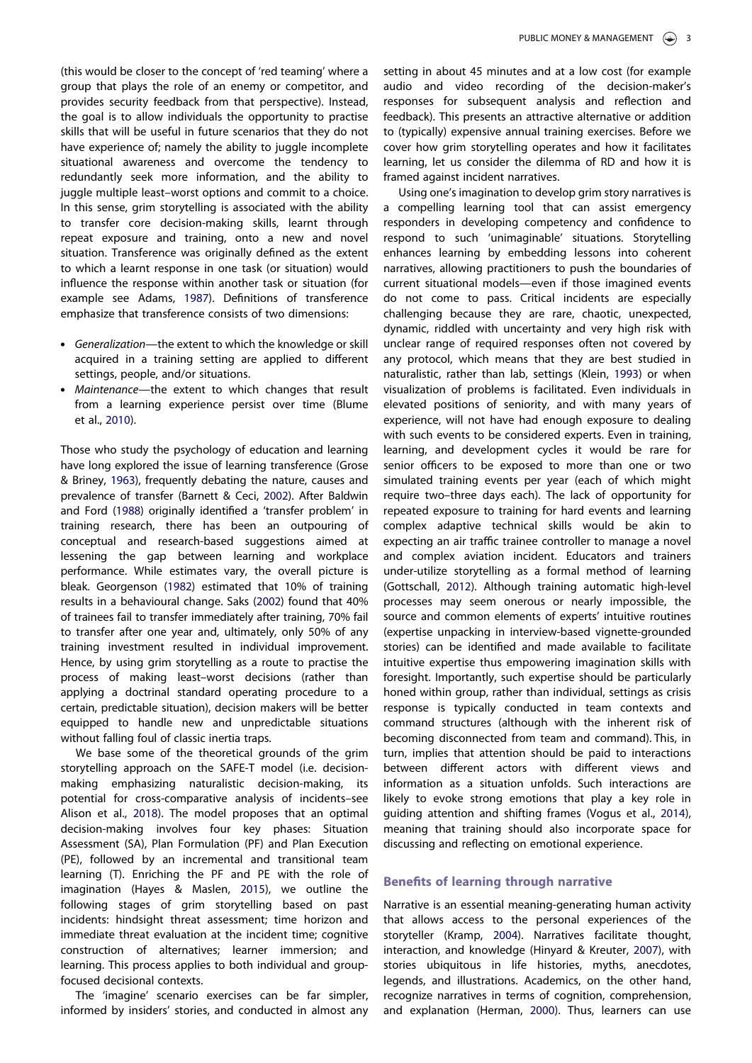(this would be closer to the concept of 'red teaming' where a group that plays the role of an enemy or competitor, and provides security feedback from that perspective). Instead, the goal is to allow individuals the opportunity to practise skills that will be useful in future scenarios that they do not have experience of; namely the ability to juggle incomplete situational awareness and overcome the tendency to redundantly seek more information, and the ability to juggle multiple least–worst options and commit to a choice. In this sense, grim storytelling is associated with the ability to transfer core decision-making skills, learnt through repeat exposure and training, onto a new and novel situation. Transference was originally defined as the extent to which a learnt response in one task (or situation) would influence the response within another task or situation (for example see Adams, 1987). Definitions of transference emphasize that transference consists of two dimensions:

- *Generalization*—the extent to which the knowledge or skill acquired in a training setting are applied to different settings, people, and/or situations.
- *Maintenance*—the extent to which changes that result from a learning experience persist over time (Blume et al., 2010).

Those who study the psychology of education and learning have long explored the issue of learning transference (Grose & Briney, 1963), frequently debating the nature, causes and prevalence of transfer (Barnett & Ceci, 2002). After Baldwin and Ford (1988) originally identified a 'transfer problem' in training research, there has been an outpouring of conceptual and research-based suggestions aimed at lessening the gap between learning and workplace performance. While estimates vary, the overall picture is bleak. Georgenson (1982) estimated that 10% of training results in a behavioural change. Saks (2002) found that 40% of trainees fail to transfer immediately after training, 70% fail to transfer after one year and, ultimately, only 50% of any training investment resulted in individual improvement. Hence, by using grim storytelling as a route to practise the process of making least–worst decisions (rather than applying a doctrinal standard operating procedure to a certain, predictable situation), decision makers will be better equipped to handle new and unpredictable situations without falling foul of classic inertia traps.

We base some of the theoretical grounds of the grim storytelling approach on the SAFE-T model (i.e. decision-making emphasizing naturalistic decision-making, its potential for cross-comparative analysis of incidents–see Alison et al., 2018). The model proposes that an optimal decision-making involves four key phases: Situation Assessment (SA), Plan Formulation (PF) and Plan Execution (PE), followed by an incremental and transitional team learning (T). Enriching the PF and PE with the role of imagination (Hayes & Maslen, 2015), we outline the following stages of grim storytelling based on past incidents: hindsight threat assessment; time horizon and immediate threat evaluation at the incident time; cognitive construction of alternatives; learner immersion; and learning. This process applies to both individual and group-focused decisional contexts.

The 'imagine' scenario exercises can be far simpler, informed by insiders' stories, and conducted in almost any setting in about 45 minutes and at a low cost (for example audio and video recording of the decision-maker's responses for subsequent analysis and reflection and feedback). This presents an attractive alternative or addition to (typically) expensive annual training exercises. Before we cover how grim storytelling operates and how it facilitates learning, let us consider the dilemma of RD and how it is framed against incident narratives.

Using one's imagination to develop grim story narratives is a compelling learning tool that can assist emergency responders in developing competency and confidence to respond to such 'unimaginable' situations. Storytelling enhances learning by embedding lessons into coherent narratives, allowing practitioners to push the boundaries of current situational models—even if those imagined events do not come to pass. Critical incidents are especially challenging because they are rare, chaotic, unexpected, dynamic, riddled with uncertainty and very high risk with unclear range of required responses often not covered by any protocol, which means that they are best studied in naturalistic, rather than lab, settings (Klein, 1993) or when visualization of problems is facilitated. Even individuals in elevated positions of seniority, and with many years of experience, will not have had enough exposure to dealing with such events to be considered experts. Even in training, learning, and development cycles it would be rare for senior officers to be exposed to more than one or two simulated training events per year (each of which might require two–three days each). The lack of opportunity for repeated exposure to training for hard events and learning complex adaptive technical skills would be akin to expecting an air traffic trainee controller to manage a novel and complex aviation incident. Educators and trainers under-utilize storytelling as a formal method of learning (Gottschall, 2012). Although training automatic high-level processes may seem onerous or nearly impossible, the source and common elements of experts' intuitive routines (expertise unpacking in interview-based vignette-grounded stories) can be identified and made available to facilitate intuitive expertise thus empowering imagination skills with foresight. Importantly, such expertise should be particularly honed within group, rather than individual, settings as crisis response is typically conducted in team contexts and command structures (although with the inherent risk of becoming disconnected from team and command). This, in turn, implies that attention should be paid to interactions between different actors with different views and information as a situation unfolds. Such interactions are likely to evoke strong emotions that play a key role in guiding attention and shifting frames (Vogus et al., 2014), meaning that training should also incorporate space for discussing and reflecting on emotional experience.

## Benefits of learning through narrative

Narrative is an essential meaning-generating human activity that allows access to the personal experiences of the storyteller (Kramp, 2004). Narratives facilitate thought, interaction, and knowledge (Hinyard & Kreuter, 2007), with stories ubiquitous in life histories, myths, anecdotes, legends, and illustrations. Academics, on the other hand, recognize narratives in terms of cognition, comprehension, and explanation (Herman, 2000). Thus, learners can use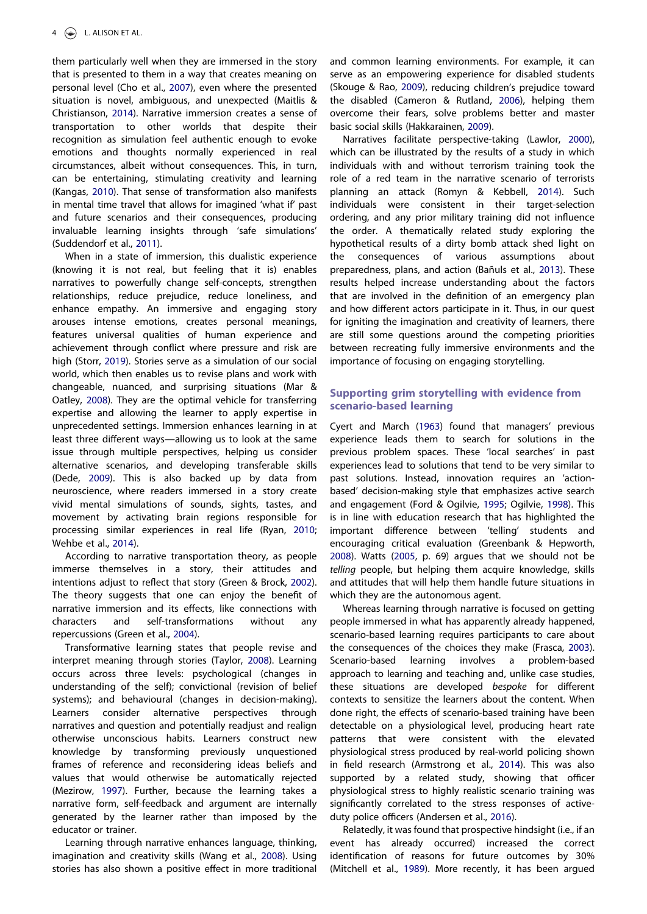them particularly well when they are immersed in the story that is presented to them in a way that creates meaning on personal level (Cho et al., 2007), even where the presented situation is novel, ambiguous, and unexpected (Maitlis & Christianson, 2014). Narrative immersion creates a sense of transportation to other worlds that despite their recognition as simulation feel authentic enough to evoke emotions and thoughts normally experienced in real circumstances, albeit without consequences. This, in turn, can be entertaining, stimulating creativity and learning (Kangas, 2010). That sense of transformation also manifests in mental time travel that allows for imagined 'what if' past and future scenarios and their consequences, producing invaluable learning insights through 'safe simulations' (Suddendorf et al., 2011).

When in a state of immersion, this dualistic experience (knowing it is not real, but feeling that it is) enables narratives to powerfully change self-concepts, strengthen relationships, reduce prejudice, reduce loneliness, and enhance empathy. An immersive and engaging story arouses intense emotions, creates personal meanings, features universal qualities of human experience and achievement through conflict where pressure and risk are high (Storr, 2019). Stories serve as a simulation of our social world, which then enables us to revise plans and work with changeable, nuanced, and surprising situations (Mar & Oatley, 2008). They are the optimal vehicle for transferring expertise and allowing the learner to apply expertise in unprecedented settings. Immersion enhances learning in at least three different ways—allowing us to look at the same issue through multiple perspectives, helping us consider alternative scenarios, and developing transferable skills (Dede, 2009). This is also backed up by data from neuroscience, where readers immersed in a story create vivid mental simulations of sounds, sights, tastes, and movement by activating brain regions responsible for processing similar experiences in real life (Ryan, 2010; Wehbe et al., 2014).

According to narrative transportation theory, as people immerse themselves in a story, their attitudes and intentions adjust to reflect that story (Green & Brock, 2002). The theory suggests that one can enjoy the benefit of narrative immersion and its effects, like connections with characters and self-transformations without any repercussions (Green et al., 2004).

Transformative learning states that people revise and interpret meaning through stories (Taylor, 2008). Learning occurs across three levels: psychological (changes in understanding of the self); convictional (revision of belief systems); and behavioural (changes in decision-making). Learners consider alternative perspectives through narratives and question and potentially readjust and realign otherwise unconscious habits. Learners construct new knowledge by transforming previously unquestioned frames of reference and reconsidering ideas beliefs and values that would otherwise be automatically rejected (Mezirow, 1997). Further, because the learning takes a narrative form, self-feedback and argument are internally generated by the learner rather than imposed by the educator or trainer.

Learning through narrative enhances language, thinking, imagination and creativity skills (Wang et al., 2008). Using stories has also shown a positive effect in more traditional and common learning environments. For example, it can serve as an empowering experience for disabled students (Skouge & Rao, 2009), reducing children's prejudice toward the disabled (Cameron & Rutland, 2006), helping them overcome their fears, solve problems better and master basic social skills (Hakkarainen, 2009).

Narratives facilitate perspective-taking (Lawlor, 2000), which can be illustrated by the results of a study in which individuals with and without terrorism training took the role of a red team in the narrative scenario of terrorists planning an attack (Romyn & Kebbell, 2014). Such individuals were consistent in their target-selection ordering, and any prior military training did not influence the order. A thematically related study exploring the hypothetical results of a dirty bomb attack shed light on the consequences of various assumptions about preparedness, plans, and action (Bañuls et al., 2013). These results helped increase understanding about the factors that are involved in the definition of an emergency plan and how different actors participate in it. Thus, in our quest for igniting the imagination and creativity of learners, there are still some questions around the competing priorities between recreating fully immersive environments and the importance of focusing on engaging storytelling.

## Supporting grim storytelling with evidence from scenario-based learning

Cyert and March (1963) found that managers' previous experience leads them to search for solutions in the previous problem spaces. These 'local searches' in past experiences lead to solutions that tend to be very similar to past solutions. Instead, innovation requires an 'action-based' decision-making style that emphasizes active search and engagement (Ford & Ogilvie, 1995; Ogilvie, 1998). This is in line with education research that has highlighted the important difference between 'telling' students and encouraging critical evaluation (Greenbank & Hepworth, 2008). Watts (2005, p. 69) argues that we should not be *telling* people, but helping them acquire knowledge, skills and attitudes that will help them handle future situations in which they are the autonomous agent.

Whereas learning through narrative is focused on getting people immersed in what has apparently already happened, scenario-based learning requires participants to care about the consequences of the choices they make (Frasca, 2003). Scenario-based learning involves a problem-based approach to learning and teaching and, unlike case studies, these situations are developed *bespoke* for different contexts to sensitize the learners about the content. When done right, the effects of scenario-based training have been detectable on a physiological level, producing heart rate patterns that were consistent with the elevated physiological stress produced by real-world policing shown in field research (Armstrong et al., 2014). This was also supported by a related study, showing that officer physiological stress to highly realistic scenario training was significantly correlated to the stress responses of active-duty police officers (Andersen et al., 2016).

Relatedly, it was found that prospective hindsight (i.e., if an event has already occurred) increased the correct identification of reasons for future outcomes by 30% (Mitchell et al., 1989). More recently, it has been argued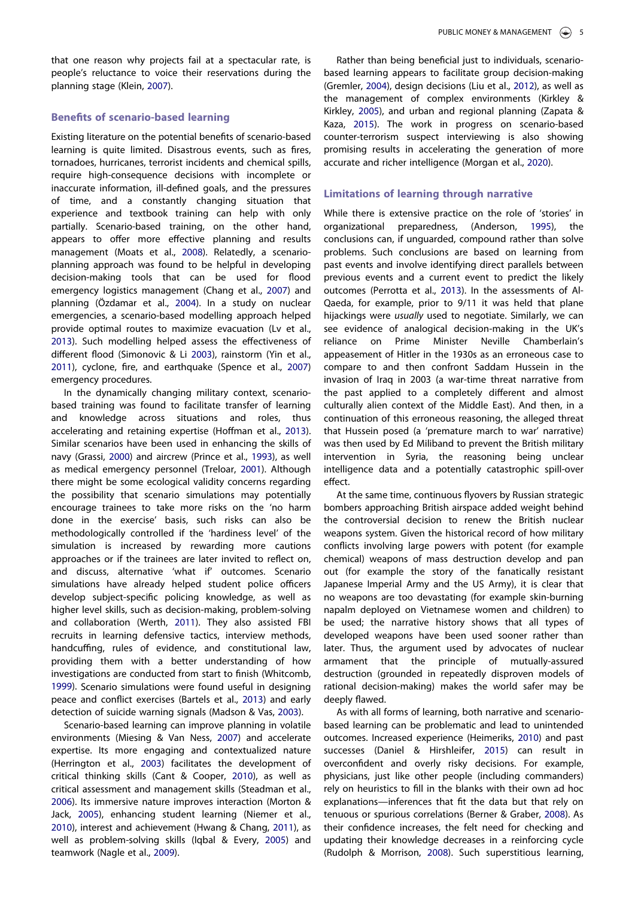that one reason why projects fail at a spectacular rate, is people's reluctance to voice their reservations during the planning stage (Klein, 2007).

## Benefits of scenario-based learning

Existing literature on the potential benefits of scenario-based learning is quite limited. Disastrous events, such as fires, tornadoes, hurricanes, terrorist incidents and chemical spills, require high-consequence decisions with incomplete or inaccurate information, ill-defined goals, and the pressures of time, and a constantly changing situation that experience and textbook training can help with only partially. Scenario-based training, on the other hand, appears to offer more effective planning and results management (Moats et al., 2008). Relatedly, a scenario-planning approach was found to be helpful in developing decision-making tools that can be used for flood emergency logistics management (Chang et al., 2007) and planning (Özdamar et al., 2004). In a study on nuclear emergencies, a scenario-based modelling approach helped provide optimal routes to maximize evacuation (Lv et al., 2013). Such modelling helped assess the effectiveness of different flood (Simonovic & Li 2003), rainstorm (Yin et al., 2011), cyclone, fire, and earthquake (Spence et al., 2007) emergency procedures.

In the dynamically changing military context, scenario-based training was found to facilitate transfer of learning and knowledge across situations and roles, thus accelerating and retaining expertise (Hoffman et al., 2013). Similar scenarios have been used in enhancing the skills of navy (Grassi, 2000) and aircrew (Prince et al., 1993), as well as medical emergency personnel (Treloar, 2001). Although there might be some ecological validity concerns regarding the possibility that scenario simulations may potentially encourage trainees to take more risks on the 'no harm done in the exercise' basis, such risks can also be methodologically controlled if the 'hardiness level' of the simulation is increased by rewarding more cautions approaches or if the trainees are later invited to reflect on, and discuss, alternative 'what if' outcomes. Scenario simulations have already helped student police officers develop subject-specific policing knowledge, as well as higher level skills, such as decision-making, problem-solving and collaboration (Werth, 2011). They also assisted FBI recruits in learning defensive tactics, interview methods, handcuffing, rules of evidence, and constitutional law, providing them with a better understanding of how investigations are conducted from start to finish (Whitcomb, 1999). Scenario simulations were found useful in designing peace and conflict exercises (Bartels et al., 2013) and early detection of suicide warning signals (Madson & Vas, 2003).

Scenario-based learning can improve planning in volatile environments (Miesing & Van Ness, 2007) and accelerate expertise. Its more engaging and contextualized nature (Herrington et al., 2003) facilitates the development of critical thinking skills (Cant & Cooper, 2010), as well as critical assessment and management skills (Steadman et al., 2006). Its immersive nature improves interaction (Morton & Jack, 2005), enhancing student learning (Niemer et al., 2010), interest and achievement (Hwang & Chang, 2011), as well as problem-solving skills (Iqbal & Every, 2005) and teamwork (Nagle et al., 2009).

Rather than being beneficial just to individuals, scenario-based learning appears to facilitate group decision-making (Gremler, 2004), design decisions (Liu et al., 2012), as well as the management of complex environments (Kirkley & Kirkley, 2005), and urban and regional planning (Zapata & Kaza, 2015). The work in progress on scenario-based counter-terrorism suspect interviewing is also showing promising results in accelerating the generation of more accurate and richer intelligence (Morgan et al., 2020).

## Limitations of learning through narrative

While there is extensive practice on the role of 'stories' in organizational preparedness, (Anderson, 1995), the conclusions can, if unguarded, compound rather than solve problems. Such conclusions are based on learning from past events and involve identifying direct parallels between previous events and a current event to predict the likely outcomes (Perrotta et al., 2013). In the assessments of Al-Qaeda, for example, prior to 9/11 it was held that plane hijackings were *usually* used to negotiate. Similarly, we can see evidence of analogical decision-making in the UK's reliance on Prime Minister Neville Chamberlain's appeasement of Hitler in the 1930s as an erroneous case to compare to and then confront Saddam Hussein in the invasion of Iraq in 2003 (a war-time threat narrative from the past applied to a completely different and almost culturally alien context of the Middle East). And then, in a continuation of this erroneous reasoning, the alleged threat that Hussein posed (a 'premature march to war' narrative) was then used by Ed Miliband to prevent the British military intervention in Syria, the reasoning being unclear intelligence data and a potentially catastrophic spill-over effect.

At the same time, continuous flyovers by Russian strategic bombers approaching British airspace added weight behind the controversial decision to renew the British nuclear weapons system. Given the historical record of how military conflicts involving large powers with potent (for example chemical) weapons of mass destruction develop and pan out (for example the story of the fanatically resistant Japanese Imperial Army and the US Army), it is clear that no weapons are too devastating (for example skin-burning napalm deployed on Vietnamese women and children) to be used; the narrative history shows that all types of developed weapons have been used sooner rather than later. Thus, the argument used by advocates of nuclear armament that the principle of mutually-assured destruction (grounded in repeatedly disproven models of rational decision-making) makes the world safer may be deeply flawed.

As with all forms of learning, both narrative and scenario-based learning can be problematic and lead to unintended outcomes. Increased experience (Heimeriks, 2010) and past successes (Daniel & Hirshleifer, 2015) can result in overconfident and overly risky decisions. For example, physicians, just like other people (including commanders) rely on heuristics to fill in the blanks with their own ad hoc explanations—inferences that fit the data but that rely on tenuous or spurious correlations (Berner & Graber, 2008). As their confidence increases, the felt need for checking and updating their knowledge decreases in a reinforcing cycle (Rudolph & Morrison, 2008). Such superstitious learning,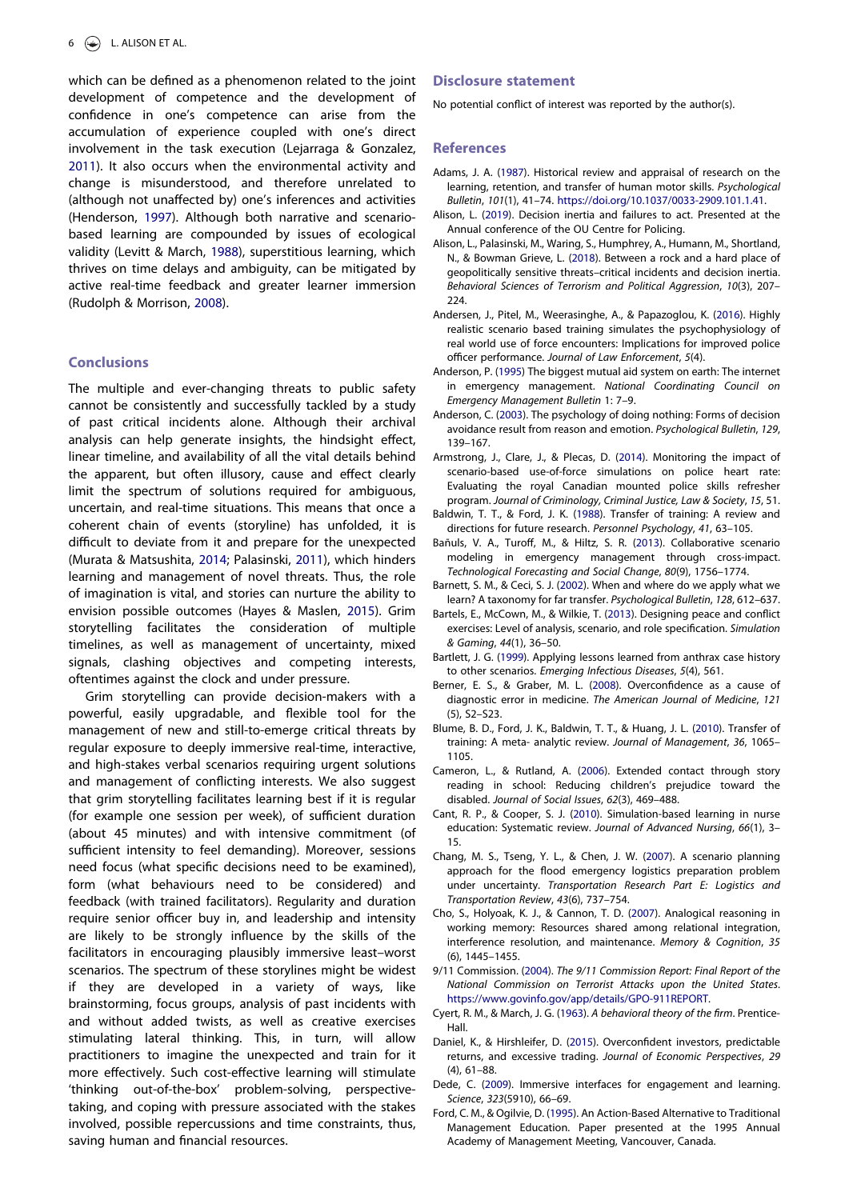which can be defined as a phenomenon related to the joint development of competence and the development of confidence in one's competence can arise from the accumulation of experience coupled with one's direct involvement in the task execution (Lejarraga & Gonzalez, 2011). It also occurs when the environmental activity and change is misunderstood, and therefore unrelated to (although not unaffected by) one's inferences and activities (Henderson, 1997). Although both narrative and scenario-based learning are compounded by issues of ecological validity (Levitt & March, 1988), superstitious learning, which thrives on time delays and ambiguity, can be mitigated by active real-time feedback and greater learner immersion (Rudolph & Morrison, 2008).

## Conclusions

The multiple and ever-changing threats to public safety cannot be consistently and successfully tackled by a study of past critical incidents alone. Although their archival analysis can help generate insights, the hindsight effect, linear timeline, and availability of all the vital details behind the apparent, but often illusory, cause and effect clearly limit the spectrum of solutions required for ambiguous, uncertain, and real-time situations. This means that once a coherent chain of events (storyline) has unfolded, it is difficult to deviate from it and prepare for the unexpected (Murata & Matsushita, 2014; Palasinski, 2011), which hinders learning and management of novel threats. Thus, the role of imagination is vital, and stories can nurture the ability to envision possible outcomes (Hayes & Maslen, 2015). Grim storytelling facilitates the consideration of multiple timelines, as well as management of uncertainty, mixed signals, clashing objectives and competing interests, oftentimes against the clock and under pressure.

Grim storytelling can provide decision-makers with a powerful, easily upgradable, and flexible tool for the management of new and still-to-emerge critical threats by regular exposure to deeply immersive real-time, interactive, and high-stakes verbal scenarios requiring urgent solutions and management of conflicting interests. We also suggest that grim storytelling facilitates learning best if it is regular (for example one session per week), of sufficient duration (about 45 minutes) and with intensive commitment (of sufficient intensity to feel demanding). Moreover, sessions need focus (what specific decisions need to be examined), form (what behaviours need to be considered) and feedback (with trained facilitators). Regularity and duration require senior officer buy in, and leadership and intensity are likely to be strongly influence by the skills of the facilitators in encouraging plausibly immersive least–worst scenarios. The spectrum of these storylines might be widest if they are developed in a variety of ways, like brainstorming, focus groups, analysis of past incidents with and without added twists, as well as creative exercises stimulating lateral thinking. This, in turn, will allow practitioners to imagine the unexpected and train for it more effectively. Such cost-effective learning will stimulate 'thinking out-of-the-box' problem-solving, perspective-taking, and coping with pressure associated with the stakes involved, possible repercussions and time constraints, thus, saving human and financial resources.

## Disclosure statement

No potential conflict of interest was reported by the author(s).

## References

Adams, J. A. (1987). Historical review and appraisal of research on the learning, retention, and transfer of human motor skills. *Psychological Bulletin*, *101*(1), 41–74. https://doi.org/10.1037/0033-2909.101.1.41.

Alison, L. (2019). Decision inertia and failures to act. Presented at the Annual conference of the OU Centre for Policing.

Alison, L., Palasinski, M., Waring, S., Humphrey, A., Humann, M., Shortland, N., & Bowman Grieve, L. (2018). Between a rock and a hard place of geopolitically sensitive threats–critical incidents and decision inertia. *Behavioral Sciences of Terrorism and Political Aggression*, *10*(3), 207–224.

Andersen, J., Pitel, M., Weerasinghe, A., & Papazoglou, K. (2016). Highly realistic scenario based training simulates the psychophysiology of real world use of force encounters: Implications for improved police officer performance. *Journal of Law Enforcement*, *5*(4).

Anderson, P. (1995) The biggest mutual aid system on earth: The internet in emergency management. *National Coordinating Council on Emergency Management Bulletin* 1: 7–9.

Anderson, C. (2003). The psychology of doing nothing: Forms of decision avoidance result from reason and emotion. *Psychological Bulletin*, *129*, 139–167.

Armstrong, J., Clare, J., & Plecas, D. (2014). Monitoring the impact of scenario-based use-of-force simulations on police heart rate: Evaluating the royal Canadian mounted police skills refresher program. *Journal of Criminology, Criminal Justice, Law & Society*, *15*, 51.

Baldwin, T. T., & Ford, J. K. (1988). Transfer of training: A review and directions for future research. *Personnel Psychology*, *41*, 63–105.

Bañuls, V. A., Turoff, M., & Hiltz, S. R. (2013). Collaborative scenario modeling in emergency management through cross-impact. *Technological Forecasting and Social Change*, *80*(9), 1756–1774.

Barnett, S. M., & Ceci, S. J. (2002). When and where do we apply what we learn? A taxonomy for far transfer. *Psychological Bulletin*, *128*, 612–637.

Bartels, E., McCown, M., & Wilkie, T. (2013). Designing peace and conflict exercises: Level of analysis, scenario, and role specification. *Simulation & Gaming*, *44*(1), 36–50.

Bartlett, J. G. (1999). Applying lessons learned from anthrax case history to other scenarios. *Emerging Infectious Diseases*, *5*(4), 561.

Berner, E. S., & Graber, M. L. (2008). Overconfidence as a cause of diagnostic error in medicine. *The American Journal of Medicine*, *121* (5), S2–S23.

Blume, B. D., Ford, J. K., Baldwin, T. T., & Huang, J. L. (2010). Transfer of training: A meta- analytic review. *Journal of Management*, *36*, 1065–1105.

Cameron, L., & Rutland, A. (2006). Extended contact through story reading in school: Reducing children's prejudice toward the disabled. *Journal of Social Issues*, *62*(3), 469–488.

Cant, R. P., & Cooper, S. J. (2010). Simulation-based learning in nurse education: Systematic review. *Journal of Advanced Nursing*, *66*(1), 3–15.

Chang, M. S., Tseng, Y. L., & Chen, J. W. (2007). A scenario planning approach for the flood emergency logistics preparation problem under uncertainty. *Transportation Research Part E: Logistics and Transportation Review*, *43*(6), 737–754.

Cho, S., Holyoak, K. J., & Cannon, T. D. (2007). Analogical reasoning in working memory: Resources shared among relational integration, interference resolution, and maintenance. *Memory & Cognition*, *35* (6), 1445–1455.

9/11 Commission. (2004). *The 9/11 Commission Report: Final Report of the National Commission on Terrorist Attacks upon the United States*. https://www.govinfo.gov/app/details/GPO-911REPORT.

Cyert, R. M., & March, J. G. (1963). *A behavioral theory of the firm*. Prentice-Hall.

Daniel, K., & Hirshleifer, D. (2015). Overconfident investors, predictable returns, and excessive trading. *Journal of Economic Perspectives*, *29* (4), 61–88.

Dede, C. (2009). Immersive interfaces for engagement and learning. *Science*, *323*(5910), 66–69.

Ford, C. M., & Ogilvie, D. (1995). An Action-Based Alternative to Traditional Management Education. Paper presented at the 1995 Annual Academy of Management Meeting, Vancouver, Canada.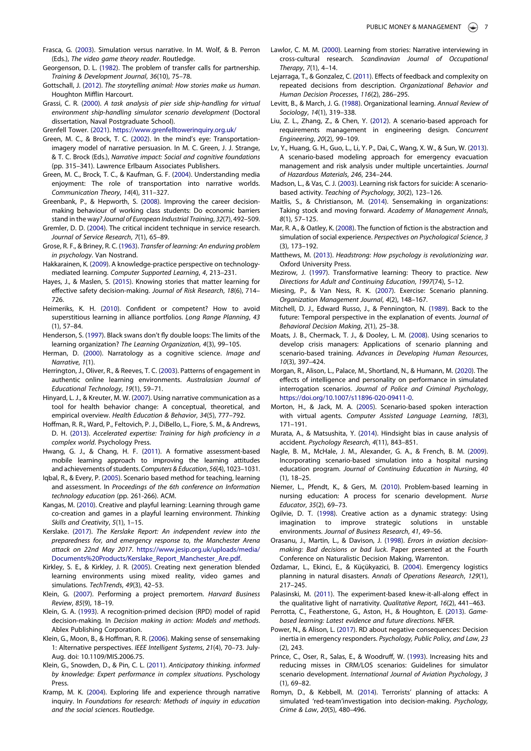Frasca, G. (2003). Simulation versus narrative. In M. Wolf, & B. Perron (Eds.), *The video game theory reader*. Routledge.

Georgenson, D. L. (1982). The problem of transfer calls for partnership. *Training & Development Journal*, *36*(10), 75–78.

Gottschall, J. (2012). *The storytelling animal: How stories make us human*. Houghton Mifflin Harcourt.

Grassi, C. R. (2000). *A task analysis of pier side ship-handling for virtual environment ship-handling simulator scenario development* (Doctoral dissertation, Naval Postgraduate School).

Grenfell Tower. (2021). https://www.grenfelltowerinquiry.org.uk/

Green, M. C., & Brock, T. C. (2002). In the mind's eye: Transportation-imagery model of narrative persuasion. In M. C. Green, J. J. Strange, & T. C. Brock (Eds.), *Narrative impact: Social and cognitive foundations* (pp. 315–341). Lawrence Erlbaum Associates Publishers.

Green, M. C., Brock, T. C., & Kaufman, G. F. (2004). Understanding media enjoyment: The role of transportation into narrative worlds. *Communication Theory*, *14*(4), 311–327.

Greenbank, P., & Hepworth, S. (2008). Improving the career decision-making behaviour of working class students: Do economic barriers stand in the way? *Journal of European Industrial Training*, *32*(7), 492–509.

Gremler, D. D. (2004). The critical incident technique in service research. *Journal of Service Research*, *7*(1), 65–89.

Grose, R. F., & Briney, R. C. (1963). *Transfer of learning: An enduring problem in psychology*. Van Nostrand.

Hakkarainen, K. (2009). A knowledge-practice perspective on technology-mediated learning. *Computer Supported Learning*, *4*, 213–231.

Hayes, J., & Maslen, S. (2015). Knowing stories that matter learning for effective safety decision-making. *Journal of Risk Research*, *18*(6), 714–726.

Heimeriks, K. H. (2010). Confident or competent? How to avoid superstitious learning in alliance portfolios. *Long Range Planning*, *43*(1), 57–84.

Henderson, S. (1997). Black swans don't fly double loops: The limits of the learning organization? *The Learning Organization*, *4*(3), 99–105.

Herman, D. (2000). Narratology as a cognitive science. *Image and Narrative*, *1*(1).

Herrington, J., Oliver, R., & Reeves, T. C. (2003). Patterns of engagement in authentic online learning environments. *Australasian Journal of Educational Technology*, *19*(1), 59–71.

Hinyard, L. J., & Kreuter, M. W. (2007). Using narrative communication as a tool for health behavior change: A conceptual, theoretical, and empirical overview. *Health Education & Behavior*, *34*(5), 777–792.

Hoffman, R. R., Ward, P., Feltovich, P. J., DiBello, L., Fiore, S. M., & Andrews, D. H. (2013). *Accelerated expertise: Training for high proficiency in a complex world*. Psychology Press.

Hwang, G. J., & Chang, H. F. (2011). A formative assessment-based mobile learning approach to improving the learning attitudes and achievements of students. *Computers & Education*, *56*(4), 1023–1031.

Iqbal, R., & Every, P. (2005). Scenario based method for teaching, learning and assessment. In *Proceedings of the 6th conference on Information technology education* (pp. 261-266). ACM.

Kangas, M. (2010). Creative and playful learning: Learning through game co-creation and games in a playful learning environment. *Thinking Skills and Creativity*, *5*(1), 1–15.

Kerslake. (2017). *The Kerslake Report: An independent review into the preparedness for, and emergency response to, the Manchester Arena attack on 22nd May 2017*. https://www.jesip.org.uk/uploads/media/Documents%20Products/Kerslake_Report_Manchester_Are.pdf.

Kirkley, S. E., & Kirkley, J. R. (2005). Creating next generation blended learning environments using mixed reality, video games and simulations. *TechTrends*, *49*(3), 42–53.

Klein, G. (2007). Performing a project premortem. *Harvard Business Review*, *85*(9), 18–19.

Klein, G. A. (1993). A recognition-primed decision (RPD) model of rapid decision-making. In *Decision making in action: Models and methods*. Ablex Publishing Corporation.

Klein, G., Moon, B., & Hoffman, R. R. (2006). Making sense of sensemaking 1: Alternative perspectives. *IEEE Intelligent Systems*, *21*(4), 70–73. July-Aug. doi: 10.1109/MIS.2006.75.

Klein, G., Snowden, D., & Pin, C. L. (2011). *Anticipatory thinking. informed by knowledge: Expert performance in complex situations*. Pyschology Press.

Kramp, M. K. (2004). Exploring life and experience through narrative inquiry. In *Foundations for research: Methods of inquiry in education and the social sciences*. Routledge.

Lawlor, C. M. M. (2000). Learning from stories: Narrative interviewing in cross-cultural research. *Scandinavian Journal of Occupational Therapy*, *7*(1), 4–14.

Lejarraga, T., & Gonzalez, C. (2011). Effects of feedback and complexity on repeated decisions from description. *Organizational Behavior and Human Decision Processes*, *116*(2), 286–295.

Levitt, B., & March, J. G. (1988). Organizational learning. *Annual Review of Sociology*, *14*(1), 319–338.

Liu, Z. L., Zhang, Z., & Chen, Y. (2012). A scenario-based approach for requirements management in engineering design. *Concurrent Engineering*, *20*(2), 99–109.

Lv, Y., Huang, G. H., Guo, L., Li, Y. P., Dai, C., Wang, X. W., & Sun, W. (2013). A scenario-based modeling approach for emergency evacuation management and risk analysis under multiple uncertainties. *Journal of Hazardous Materials*, *246*, 234–244.

Madson, L., & Vas, C. J. (2003). Learning risk factors for suicide: A scenario-based activity. *Teaching of Psychology*, *30*(2), 123–126.

Maitlis, S., & Christianson, M. (2014). Sensemaking in organizations: Taking stock and moving forward. *Academy of Management Annals*, *8*(1), 57–125.

Mar, R. A., & Oatley, K. (2008). The function of fiction is the abstraction and simulation of social experience. *Perspectives on Psychological Science*, *3*(3), 173–192.

Matthews, M. (2013). *Headstrong: How psychology is revolutionizing war*. Oxford University Press.

Mezirow, J. (1997). Transformative learning: Theory to practice. *New Directions for Adult and Continuing Education*, *1997*(74), 5–12.

Miesing, P., & Van Ness, R. K. (2007). Exercise: Scenario planning. *Organization Management Journal*, *4*(2), 148–167.

Mitchell, D. J., Edward Russo, J., & Pennington, N. (1989). Back to the future: Temporal perspective in the explanation of events. *Journal of Behavioral Decision Making*, *2*(1), 25–38.

Moats, J. B., Chermack, T. J., & Dooley, L. M. (2008). Using scenarios to develop crisis managers: Applications of scenario planning and scenario-based training. *Advances in Developing Human Resources*, *10*(3), 397–424.

Morgan, R., Alison, L., Palace, M., Shortland, N., & Humann, M. (2020). The effects of intelligence and personality on performance in simulated interrogation scenarios. *Journal of Police and Criminal Psychology*, https://doi.org/10.1007/s11896-020-09411-0.

Morton, H., & Jack, M. A. (2005). Scenario-based spoken interaction with virtual agents. *Computer Assisted Language Learning*, *18*(3), 171–191.

Murata, A., & Matsushita, Y. (2014). Hindsight bias in cause analysis of accident. *Psychology Research*, *4*(11), 843–851.

Nagle, B. M., McHale, J. M., Alexander, G. A., & French, B. M. (2009). Incorporating scenario-based simulation into a hospital nursing education program. *Journal of Continuing Education in Nursing*, *40*(1), 18–25.

Niemer, L., Pfendt, K., & Gers, M. (2010). Problem-based learning in nursing education: A process for scenario development. *Nurse Educator*, *35*(2), 69–73.

Ogilvie, D. T. (1998). Creative action as a dynamic strategy: Using imagination to improve strategic solutions in unstable environments. *Journal of Business Research*, *41*, 49–56.

Orasanu, J., Martin, L., & Davison, J. (1998). *Errors in aviation decision-making: Bad decisions or bad luck*. Paper presented at the Fourth Conference on Naturalistic Decision Making, Warrenton.

Özdamar, L., Ekinci, E., & Küçükyazici, B. (2004). Emergency logistics planning in natural disasters. *Annals of Operations Research*, *129*(1), 217–245.

Palasinski, M. (2011). The experiment-based knew-it-all-along effect in the qualitative light of narrativity. *Qualitative Report*, *16*(2), 441–463.

Perrotta, C., Featherstone, G., Aston, H., & Houghton, E. (2013). *Game-based learning: Latest evidence and future directions*. NFER.

Power, N., & Alison, L. (2017). RD about negative consequences: Decision inertia in emergency responders. *Psychology, Public Policy, and Law*, *23*(2), 243.

Prince, C., Oser, R., Salas, E., & Woodruff, W. (1993). Increasing hits and reducing misses in CRM/LOS scenarios: Guidelines for simulator scenario development. *International Journal of Aviation Psychology*, *3*(1), 69–82.

Romyn, D., & Kebbell, M. (2014). Terrorists' planning of attacks: A simulated 'red-team'investigation into decision-making. *Psychology, Crime & Law*, *20*(5), 480–496.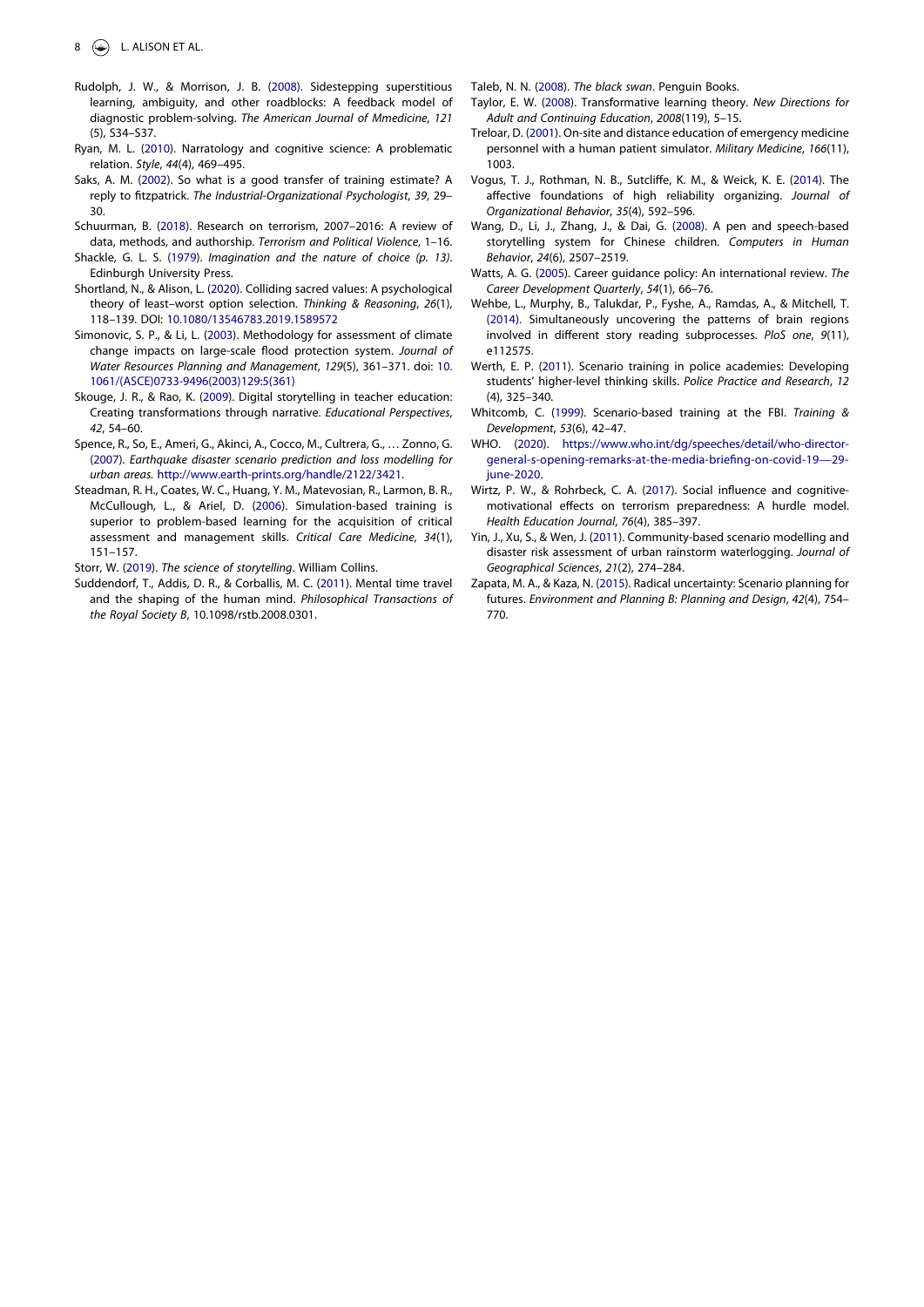Rudolph, J. W., & Morrison, J. B. (2008). Sidestepping superstitious learning, ambiguity, and other roadblocks: A feedback model of diagnostic problem-solving. *The American Journal of Mmedicine*, *121* (5), S34–S37.

Ryan, M. L. (2010). Narratology and cognitive science: A problematic relation. *Style*, *44*(4), 469–495.

Saks, A. M. (2002). So what is a good transfer of training estimate? A reply to fitzpatrick. *The Industrial-Organizational Psychologist*, *39*, 29–30.

Schuurman, B. (2018). Research on terrorism, 2007–2016: A review of data, methods, and authorship. *Terrorism and Political Violence*, 1–16.

Shackle, G. L. S. (1979). *Imagination and the nature of choice (p. 13)*. Edinburgh University Press.

Shortland, N., & Alison, L. (2020). Colliding sacred values: A psychological theory of least–worst option selection. *Thinking & Reasoning*, *26*(1), 118–139. DOI: 10.1080/13546783.2019.1589572

Simonovic, S. P., & Li, L. (2003). Methodology for assessment of climate change impacts on large-scale flood protection system. *Journal of Water Resources Planning and Management*, *129*(5), 361–371. doi: 10.1061/(ASCE)0733-9496(2003)129:5(361)

Skouge, J. R., & Rao, K. (2009). Digital storytelling in teacher education: Creating transformations through narrative. *Educational Perspectives*, *42*, 54–60.

Spence, R., So, E., Ameri, G., Akinci, A., Cocco, M., Cultrera, G., … Zonno, G. (2007). *Earthquake disaster scenario prediction and loss modelling for urban areas.* http://www.earth-prints.org/handle/2122/3421.

Steadman, R. H., Coates, W. C., Huang, Y. M., Matevosian, R., Larmon, B. R., McCullough, L., & Ariel, D. (2006). Simulation-based training is superior to problem-based learning for the acquisition of critical assessment and management skills. *Critical Care Medicine*, *34*(1), 151–157.

Storr, W. (2019). *The science of storytelling*. William Collins.

Suddendorf, T., Addis, D. R., & Corballis, M. C. (2011). Mental time travel and the shaping of the human mind. *Philosophical Transactions of the Royal Society B*, 10.1098/rstb.2008.0301.

Taleb, N. N. (2008). *The black swan*. Penguin Books.

Taylor, E. W. (2008). Transformative learning theory. *New Directions for Adult and Continuing Education*, *2008*(119), 5–15.

Treloar, D. (2001). On-site and distance education of emergency medicine personnel with a human patient simulator. *Military Medicine*, *166*(11), 1003.

Vogus, T. J., Rothman, N. B., Sutcliffe, K. M., & Weick, K. E. (2014). The affective foundations of high reliability organizing. *Journal of Organizational Behavior*, *35*(4), 592–596.

Wang, D., Li, J., Zhang, J., & Dai, G. (2008). A pen and speech-based storytelling system for Chinese children. *Computers in Human Behavior*, *24*(6), 2507–2519.

Watts, A. G. (2005). Career guidance policy: An international review. *The Career Development Quarterly*, *54*(1), 66–76.

Wehbe, L., Murphy, B., Talukdar, P., Fyshe, A., Ramdas, A., & Mitchell, T. (2014). Simultaneously uncovering the patterns of brain regions involved in different story reading subprocesses. *PloS one*, *9*(11), e112575.

Werth, E. P. (2011). Scenario training in police academies: Developing students' higher-level thinking skills. *Police Practice and Research*, *12* (4), 325–340.

Whitcomb, C. (1999). Scenario-based training at the FBI. *Training & Development*, *53*(6), 42–47.

WHO. (2020). https://www.who.int/dg/speeches/detail/who-director-general-s-opening-remarks-at-the-media-briefing-on-covid-19—29-june-2020.

Wirtz, P. W., & Rohrbeck, C. A. (2017). Social influence and cognitive-motivational effects on terrorism preparedness: A hurdle model. *Health Education Journal*, *76*(4), 385–397.

Yin, J., Xu, S., & Wen, J. (2011). Community-based scenario modelling and disaster risk assessment of urban rainstorm waterlogging. *Journal of Geographical Sciences*, *21*(2), 274–284.

Zapata, M. A., & Kaza, N. (2015). Radical uncertainty: Scenario planning for futures. *Environment and Planning B: Planning and Design*, *42*(4), 754–770.